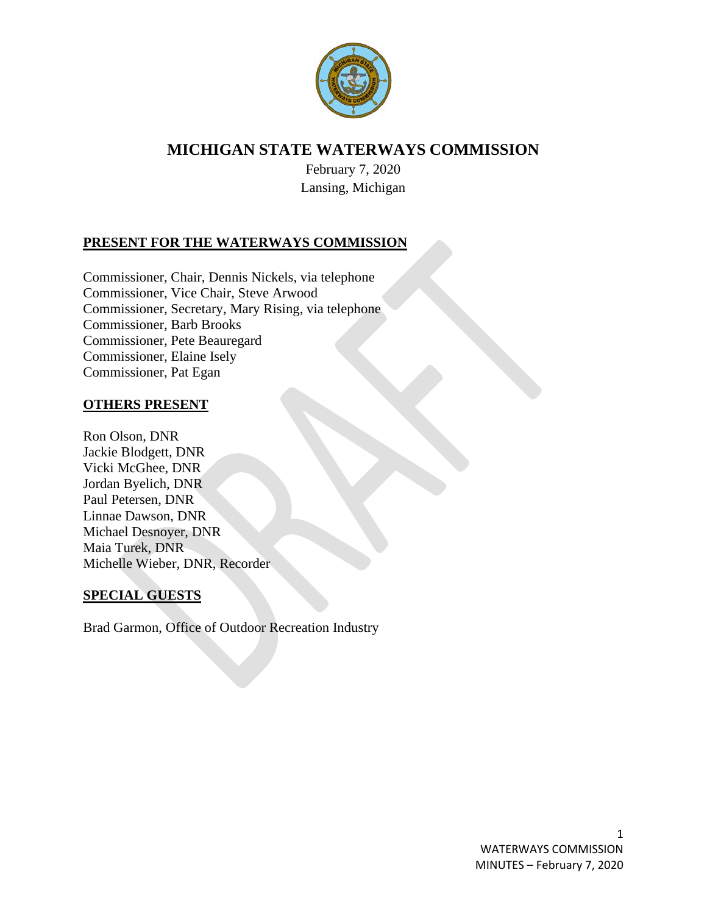# MICHIGAN STATE WATERWAYS COMMISSION

February 7, 2020
Lansing, Michigan

## PRESENT FOR THE WATERWAYS COMMISSION

Commissioner, Chair, Dennis Nickels, via telephone
Commissioner, Vice Chair, Steve Arwood
Commissioner, Secretary, Mary Rising, via telephone
Commissioner, Barb Brooks
Commissioner, Pete Beauregard
Commissioner, Elaine Isely
Commissioner, Pat Egan

## OTHERS PRESENT

Ron Olson, DNR
Jackie Blodgett, DNR
Vicki McGhee, DNR
Jordan Byelich, DNR
Paul Petersen, DNR
Linnae Dawson, DNR
Michael Desnoyer, DNR
Maia Turek, DNR
Michelle Wieber, DNR, Recorder

## SPECIAL GUESTS

Brad Garmon, Office of Outdoor Recreation Industry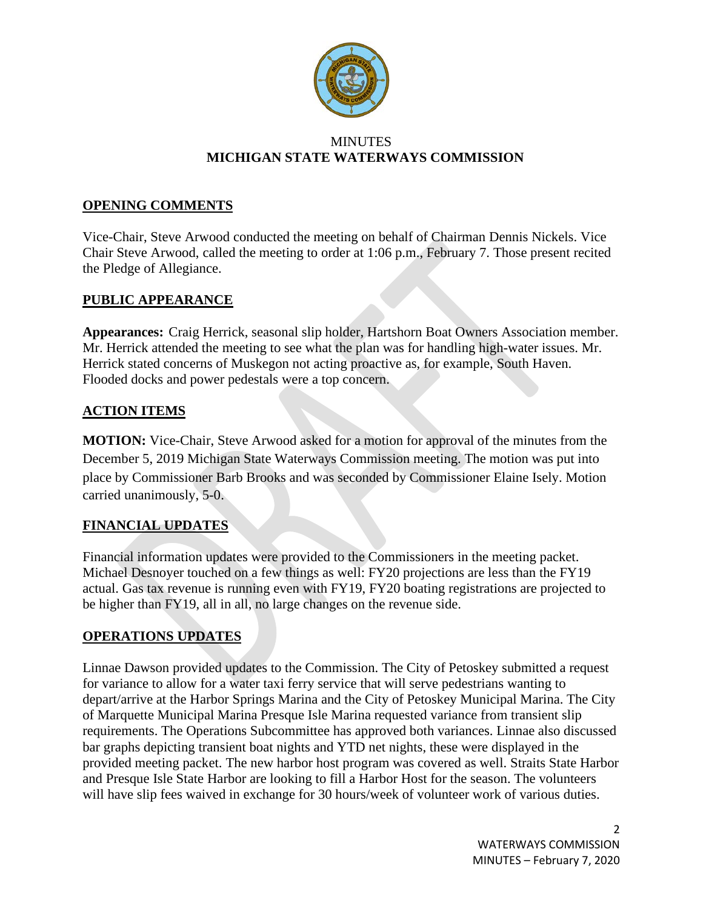MINUTES
**MICHIGAN STATE WATERWAYS COMMISSION**

## OPENING COMMENTS

Vice-Chair, Steve Arwood conducted the meeting on behalf of Chairman Dennis Nickels. Vice Chair Steve Arwood, called the meeting to order at 1:06 p.m., February 7. Those present recited the Pledge of Allegiance.

## PUBLIC APPEARANCE

**Appearances:** Craig Herrick, seasonal slip holder, Hartshorn Boat Owners Association member. Mr. Herrick attended the meeting to see what the plan was for handling high-water issues. Mr. Herrick stated concerns of Muskegon not acting proactive as, for example, South Haven. Flooded docks and power pedestals were a top concern.

## ACTION ITEMS

**MOTION:** Vice-Chair, Steve Arwood asked for a motion for approval of the minutes from the December 5, 2019 Michigan State Waterways Commission meeting. The motion was put into place by Commissioner Barb Brooks and was seconded by Commissioner Elaine Isely. Motion carried unanimously, 5-0.

## FINANCIAL UPDATES

Financial information updates were provided to the Commissioners in the meeting packet. Michael Desnoyer touched on a few things as well: FY20 projections are less than the FY19 actual. Gas tax revenue is running even with FY19, FY20 boating registrations are projected to be higher than FY19, all in all, no large changes on the revenue side.

## OPERATIONS UPDATES

Linnae Dawson provided updates to the Commission. The City of Petoskey submitted a request for variance to allow for a water taxi ferry service that will serve pedestrians wanting to depart/arrive at the Harbor Springs Marina and the City of Petoskey Municipal Marina. The City of Marquette Municipal Marina Presque Isle Marina requested variance from transient slip requirements. The Operations Subcommittee has approved both variances. Linnae also discussed bar graphs depicting transient boat nights and YTD net nights, these were displayed in the provided meeting packet. The new harbor host program was covered as well. Straits State Harbor and Presque Isle State Harbor are looking to fill a Harbor Host for the season. The volunteers will have slip fees waived in exchange for 30 hours/week of volunteer work of various duties.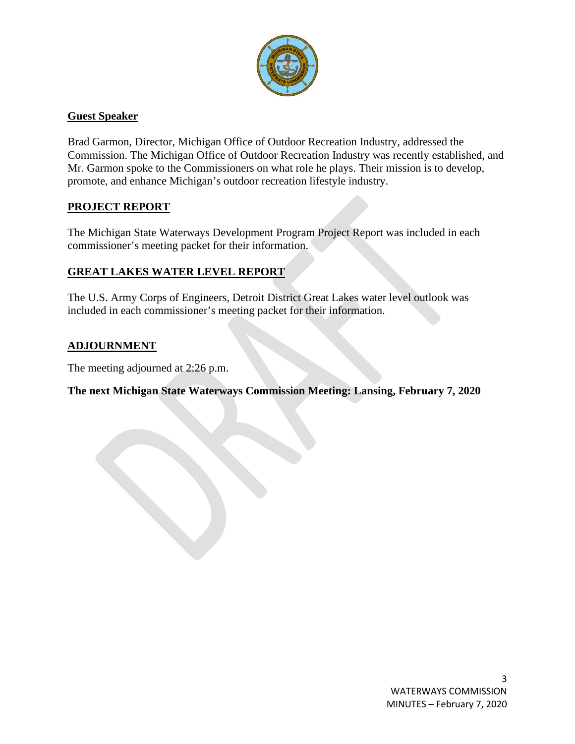**Guest Speaker**

Brad Garmon, Director, Michigan Office of Outdoor Recreation Industry, addressed the Commission. The Michigan Office of Outdoor Recreation Industry was recently established, and Mr. Garmon spoke to the Commissioners on what role he plays. Their mission is to develop, promote, and enhance Michigan's outdoor recreation lifestyle industry.

## PROJECT REPORT

The Michigan State Waterways Development Program Project Report was included in each commissioner's meeting packet for their information.

## GREAT LAKES WATER LEVEL REPORT

The U.S. Army Corps of Engineers, Detroit District Great Lakes water level outlook was included in each commissioner's meeting packet for their information.

## ADJOURNMENT

The meeting adjourned at 2:26 p.m.

**The next Michigan State Waterways Commission Meeting: Lansing, February 7, 2020**